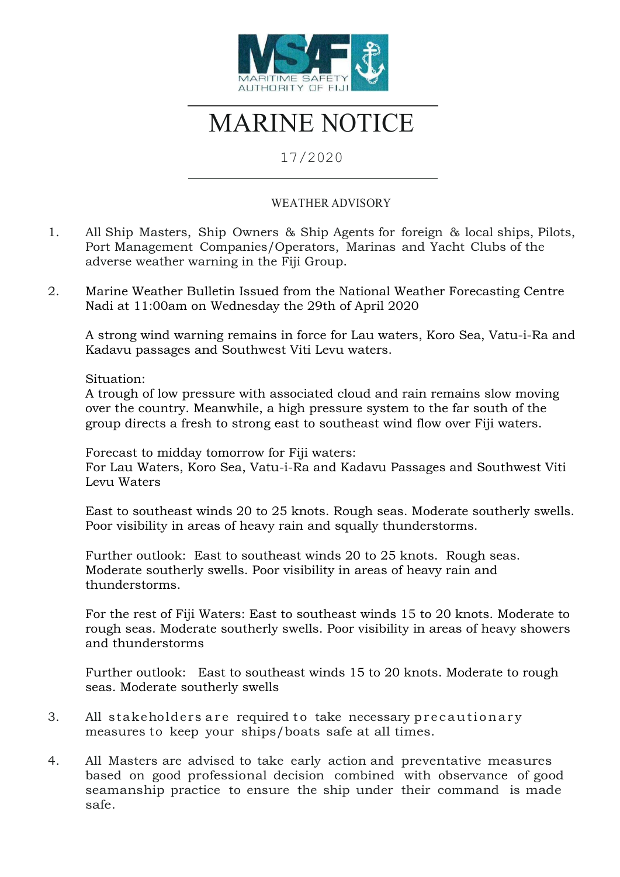MARITIME SAFETY AUTHORITY OF FIJI

# MARINE NOTICE

17/2020

WEATHER ADVISORY

1. All Ship Masters, Ship Owners & Ship Agents for foreign & local ships, Pilots, Port Management Companies/Operators, Marinas and Yacht Clubs of the adverse weather warning in the Fiji Group.

2. Marine Weather Bulletin Issued from the National Weather Forecasting Centre Nadi at 11:00am on Wednesday the 29th of April 2020

   A strong wind warning remains in force for Lau waters, Koro Sea, Vatu-i-Ra and Kadavu passages and Southwest Viti Levu waters.

   Situation:
   A trough of low pressure with associated cloud and rain remains slow moving over the country. Meanwhile, a high pressure system to the far south of the group directs a fresh to strong east to southeast wind flow over Fiji waters.

   Forecast to midday tomorrow for Fiji waters:
   For Lau Waters, Koro Sea, Vatu-i-Ra and Kadavu Passages and Southwest Viti Levu Waters

   East to southeast winds 20 to 25 knots. Rough seas. Moderate southerly swells. Poor visibility in areas of heavy rain and squally thunderstorms.

   Further outlook: East to southeast winds 20 to 25 knots. Rough seas. Moderate southerly swells. Poor visibility in areas of heavy rain and thunderstorms.

   For the rest of Fiji Waters: East to southeast winds 15 to 20 knots. Moderate to rough seas. Moderate southerly swells. Poor visibility in areas of heavy showers and thunderstorms

   Further outlook: East to southeast winds 15 to 20 knots. Moderate to rough seas. Moderate southerly swells

3. All stakeholders are required to take necessary precautionary measures to keep your ships/boats safe at all times.

4. All Masters are advised to take early action and preventative measures based on good professional decision combined with observance of good seamanship practice to ensure the ship under their command is made safe.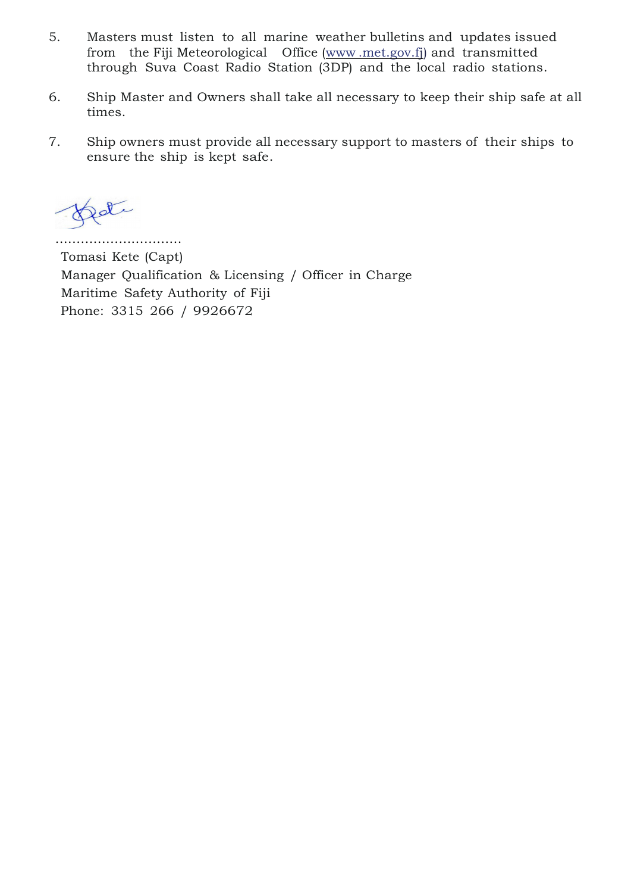5. Masters must listen to all marine weather bulletins and updates issued from the Fiji Meteorological Office (www .met.gov.fj) and transmitted through Suva Coast Radio Station (3DP) and the local radio stations.

6. Ship Master and Owners shall take all necessary to keep their ship safe at all times.

7. Ship owners must provide all necessary support to masters of their ships to ensure the ship is kept safe.

..............................

Tomasi Kete (Capt)
Manager Qualification & Licensing / Officer in Charge
Maritime Safety Authority of Fiji
Phone: 3315 266 / 9926672